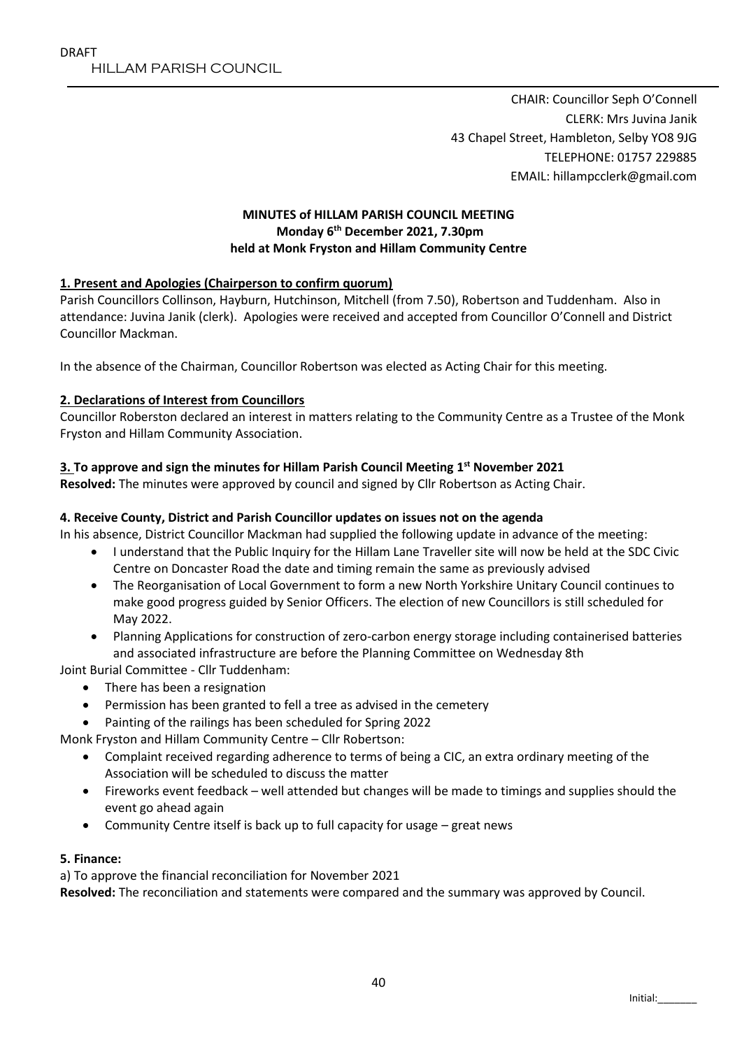DRAFT

HILLAM PARISH COUNCIL

CHAIR: Councillor Seph O'Connell
CLERK: Mrs Juvina Janik
43 Chapel Street, Hambleton, Selby YO8 9JG
TELEPHONE: 01757 229885
EMAIL: hillampcclerk@gmail.com

**MINUTES of HILLAM PARISH COUNCIL MEETING**
**Monday 6th December 2021, 7.30pm**
**held at Monk Fryston and Hillam Community Centre**

**1. Present and Apologies (Chairperson to confirm quorum)**

Parish Councillors Collinson, Hayburn, Hutchinson, Mitchell (from 7.50), Robertson and Tuddenham. Also in attendance: Juvina Janik (clerk). Apologies were received and accepted from Councillor O'Connell and District Councillor Mackman.

In the absence of the Chairman, Councillor Robertson was elected as Acting Chair for this meeting.

**2. Declarations of Interest from Councillors**

Councillor Roberston declared an interest in matters relating to the Community Centre as a Trustee of the Monk Fryston and Hillam Community Association.

**3. To approve and sign the minutes for Hillam Parish Council Meeting 1st November 2021**

**Resolved:** The minutes were approved by council and signed by Cllr Robertson as Acting Chair.

**4. Receive County, District and Parish Councillor updates on issues not on the agenda**

In his absence, District Councillor Mackman had supplied the following update in advance of the meeting:

- I understand that the Public Inquiry for the Hillam Lane Traveller site will now be held at the SDC Civic Centre on Doncaster Road the date and timing remain the same as previously advised
- The Reorganisation of Local Government to form a new North Yorkshire Unitary Council continues to make good progress guided by Senior Officers. The election of new Councillors is still scheduled for May 2022.
- Planning Applications for construction of zero-carbon energy storage including containerised batteries and associated infrastructure are before the Planning Committee on Wednesday 8th

Joint Burial Committee - Cllr Tuddenham:

- There has been a resignation
- Permission has been granted to fell a tree as advised in the cemetery
- Painting of the railings has been scheduled for Spring 2022

Monk Fryston and Hillam Community Centre – Cllr Robertson:

- Complaint received regarding adherence to terms of being a CIC, an extra ordinary meeting of the Association will be scheduled to discuss the matter
- Fireworks event feedback – well attended but changes will be made to timings and supplies should the event go ahead again
- Community Centre itself is back up to full capacity for usage – great news

**5. Finance:**

a) To approve the financial reconciliation for November 2021

**Resolved:** The reconciliation and statements were compared and the summary was approved by Council.

Initial:_______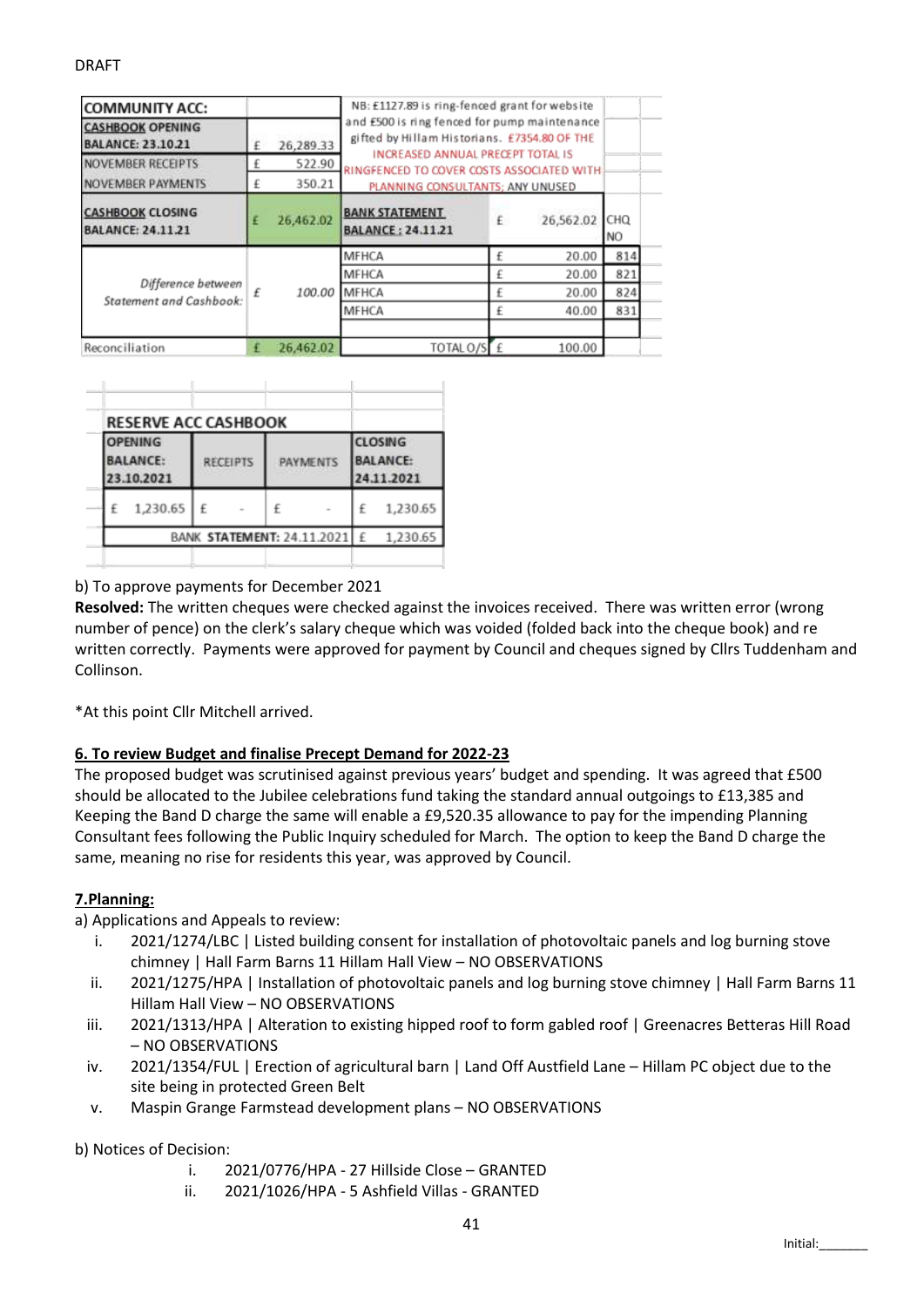DRAFT

| COMMUNITY ACC: | | NB: £1127.89 is ring-fenced grant for website and £500 is ring fenced for pump maintenance gifted by Hillam Historians. £7354.80 OF THE INCREASED ANNUAL PRECEPT TOTAL IS RINGFENCED TO COVER COSTS ASSOCIATED WITH PLANNING CONSULTANTS; ANY UNUSED | | |
|---|---|---|---|---|
| CASHBOOK OPENING BALANCE: 23.10.21 | £ 26,289.33 | | | |
| NOVEMBER RECEIPTS | £ 522.90 | | | |
| NOVEMBER PAYMENTS | £ 350.21 | | | |
| CASHBOOK CLOSING BALANCE: 24.11.21 | £ 26,462.02 | BANK STATEMENT BALANCE : 24.11.21 | £ 26,562.02 | CHQ NO |
| *Difference between Statement and Cashbook:* | *£ 100.00* | MFHCA | £ 20.00 | 814 |
| | | MFHCA | £ 20.00 | 821 |
| | | MFHCA | £ 20.00 | 824 |
| | | MFHCA | £ 40.00 | 831 |
| Reconciliation | £ 26,462.02 | TOTAL O/S | £ 100.00 | |

| RESERVE ACC CASHBOOK | | | |
|---|---|---|---|
| OPENING BALANCE: 23.10.2021 | RECEIPTS | PAYMENTS | CLOSING BALANCE: 24.11.2021 |
| £ 1,230.65 | £ - | £ - | £ 1,230.65 |
| | | BANK STATEMENT: 24.11.2021 | £ 1,230.65 |

b) To approve payments for December 2021

**Resolved:** The written cheques were checked against the invoices received. There was written error (wrong number of pence) on the clerk's salary cheque which was voided (folded back into the cheque book) and re written correctly. Payments were approved for payment by Council and cheques signed by Cllrs Tuddenham and Collinson.

*At this point Cllr Mitchell arrived.

**6. To review Budget and finalise Precept Demand for 2022-23**

The proposed budget was scrutinised against previous years' budget and spending. It was agreed that £500 should be allocated to the Jubilee celebrations fund taking the standard annual outgoings to £13,385 and Keeping the Band D charge the same will enable a £9,520.35 allowance to pay for the impending Planning Consultant fees following the Public Inquiry scheduled for March. The option to keep the Band D charge the same, meaning no rise for residents this year, was approved by Council.

**7.Planning:**

a) Applications and Appeals to review:

i. 2021/1274/LBC | Listed building consent for installation of photovoltaic panels and log burning stove chimney | Hall Farm Barns 11 Hillam Hall View – NO OBSERVATIONS
ii. 2021/1275/HPA | Installation of photovoltaic panels and log burning stove chimney | Hall Farm Barns 11 Hillam Hall View – NO OBSERVATIONS
iii. 2021/1313/HPA | Alteration to existing hipped roof to form gabled roof | Greenacres Betteras Hill Road – NO OBSERVATIONS
iv. 2021/1354/FUL | Erection of agricultural barn | Land Off Austfield Lane – Hillam PC object due to the site being in protected Green Belt
v. Maspin Grange Farmstead development plans – NO OBSERVATIONS

b) Notices of Decision:

i. 2021/0776/HPA - 27 Hillside Close – GRANTED
ii. 2021/1026/HPA - 5 Ashfield Villas - GRANTED

Initial:_______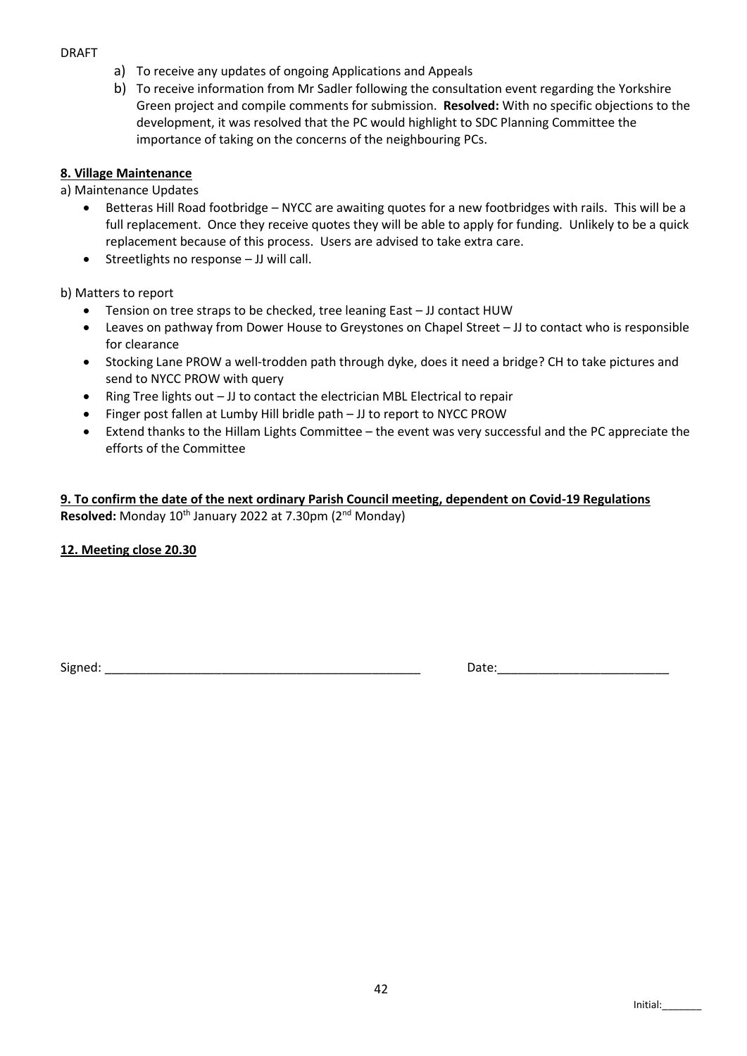DRAFT

a) To receive any updates of ongoing Applications and Appeals

b) To receive information from Mr Sadler following the consultation event regarding the Yorkshire Green project and compile comments for submission. **Resolved:** With no specific objections to the development, it was resolved that the PC would highlight to SDC Planning Committee the importance of taking on the concerns of the neighbouring PCs.

**8. Village Maintenance**

a) Maintenance Updates

- Betteras Hill Road footbridge – NYCC are awaiting quotes for a new footbridges with rails. This will be a full replacement. Once they receive quotes they will be able to apply for funding. Unlikely to be a quick replacement because of this process. Users are advised to take extra care.
- Streetlights no response – JJ will call.

b) Matters to report

- Tension on tree straps to be checked, tree leaning East – JJ contact HUW
- Leaves on pathway from Dower House to Greystones on Chapel Street – JJ to contact who is responsible for clearance
- Stocking Lane PROW a well-trodden path through dyke, does it need a bridge? CH to take pictures and send to NYCC PROW with query
- Ring Tree lights out – JJ to contact the electrician MBL Electrical to repair
- Finger post fallen at Lumby Hill bridle path – JJ to report to NYCC PROW
- Extend thanks to the Hillam Lights Committee – the event was very successful and the PC appreciate the efforts of the Committee

**9. To confirm the date of the next ordinary Parish Council meeting, dependent on Covid-19 Regulations**

**Resolved:** Monday 10th January 2022 at 7.30pm (2nd Monday)

**12. Meeting close 20.30**

Signed: _______________________________________________ Date:_________________________

Initial:_______